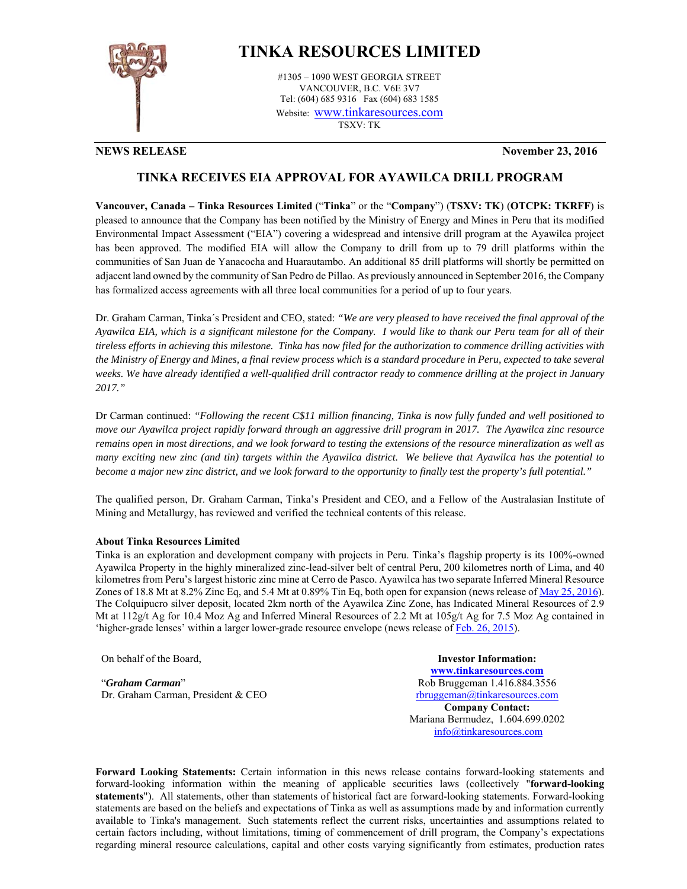# TINKA RESOURCES LIMITED

#1305 – 1090 WEST GEORGIA STREET
VANCOUVER, B.C. V6E 3V7
Tel: (604) 685 9316 Fax (604) 683 1585
Website: www.tinkaresources.com
TSXV: TK

**NEWS RELEASE** **November 23, 2016**

## TINKA RECEIVES EIA APPROVAL FOR AYAWILCA DRILL PROGRAM

**Vancouver, Canada – Tinka Resources Limited** ("**Tinka**" or the "**Company**") (**TSXV: TK**) (**OTCPK: TKRFF**) is pleased to announce that the Company has been notified by the Ministry of Energy and Mines in Peru that its modified Environmental Impact Assessment ("EIA") covering a widespread and intensive drill program at the Ayawilca project has been approved. The modified EIA will allow the Company to drill from up to 79 drill platforms within the communities of San Juan de Yanacocha and Huarautambo. An additional 85 drill platforms will shortly be permitted on adjacent land owned by the community of San Pedro de Pillao. As previously announced in September 2016, the Company has formalized access agreements with all three local communities for a period of up to four years.

Dr. Graham Carman, Tinka´s President and CEO, stated: *"We are very pleased to have received the final approval of the Ayawilca EIA, which is a significant milestone for the Company. I would like to thank our Peru team for all of their tireless efforts in achieving this milestone. Tinka has now filed for the authorization to commence drilling activities with the Ministry of Energy and Mines, a final review process which is a standard procedure in Peru, expected to take several weeks. We have already identified a well-qualified drill contractor ready to commence drilling at the project in January 2017."*

Dr Carman continued: *"Following the recent C$11 million financing, Tinka is now fully funded and well positioned to move our Ayawilca project rapidly forward through an aggressive drill program in 2017. The Ayawilca zinc resource remains open in most directions, and we look forward to testing the extensions of the resource mineralization as well as many exciting new zinc (and tin) targets within the Ayawilca district. We believe that Ayawilca has the potential to become a major new zinc district, and we look forward to the opportunity to finally test the property's full potential."*

The qualified person, Dr. Graham Carman, Tinka's President and CEO, and a Fellow of the Australasian Institute of Mining and Metallurgy, has reviewed and verified the technical contents of this release.

**About Tinka Resources Limited**

Tinka is an exploration and development company with projects in Peru. Tinka's flagship property is its 100%-owned Ayawilca Property in the highly mineralized zinc-lead-silver belt of central Peru, 200 kilometres north of Lima, and 40 kilometres from Peru's largest historic zinc mine at Cerro de Pasco. Ayawilca has two separate Inferred Mineral Resource Zones of 18.8 Mt at 8.2% Zinc Eq, and 5.4 Mt at 0.89% Tin Eq, both open for expansion (news release of May 25, 2016). The Colquipucro silver deposit, located 2km north of the Ayawilca Zinc Zone, has Indicated Mineral Resources of 2.9 Mt at 112g/t Ag for 10.4 Moz Ag and Inferred Mineral Resources of 2.2 Mt at 105g/t Ag for 7.5 Moz Ag contained in 'higher-grade lenses' within a larger lower-grade resource envelope (news release of Feb. 26, 2015).

On behalf of the Board,

"***Graham Carman***"
Dr. Graham Carman, President & CEO

**Investor Information:**
**www.tinkaresources.com**
Rob Bruggeman 1.416.884.3556
rbruggeman@tinkaresources.com
**Company Contact:**
Mariana Bermudez, 1.604.699.0202
info@tinkaresources.com

**Forward Looking Statements:** Certain information in this news release contains forward-looking statements and forward-looking information within the meaning of applicable securities laws (collectively "**forward-looking statements**"). All statements, other than statements of historical fact are forward-looking statements. Forward-looking statements are based on the beliefs and expectations of Tinka as well as assumptions made by and information currently available to Tinka's management. Such statements reflect the current risks, uncertainties and assumptions related to certain factors including, without limitations, timing of commencement of drill program, the Company's expectations regarding mineral resource calculations, capital and other costs varying significantly from estimates, production rates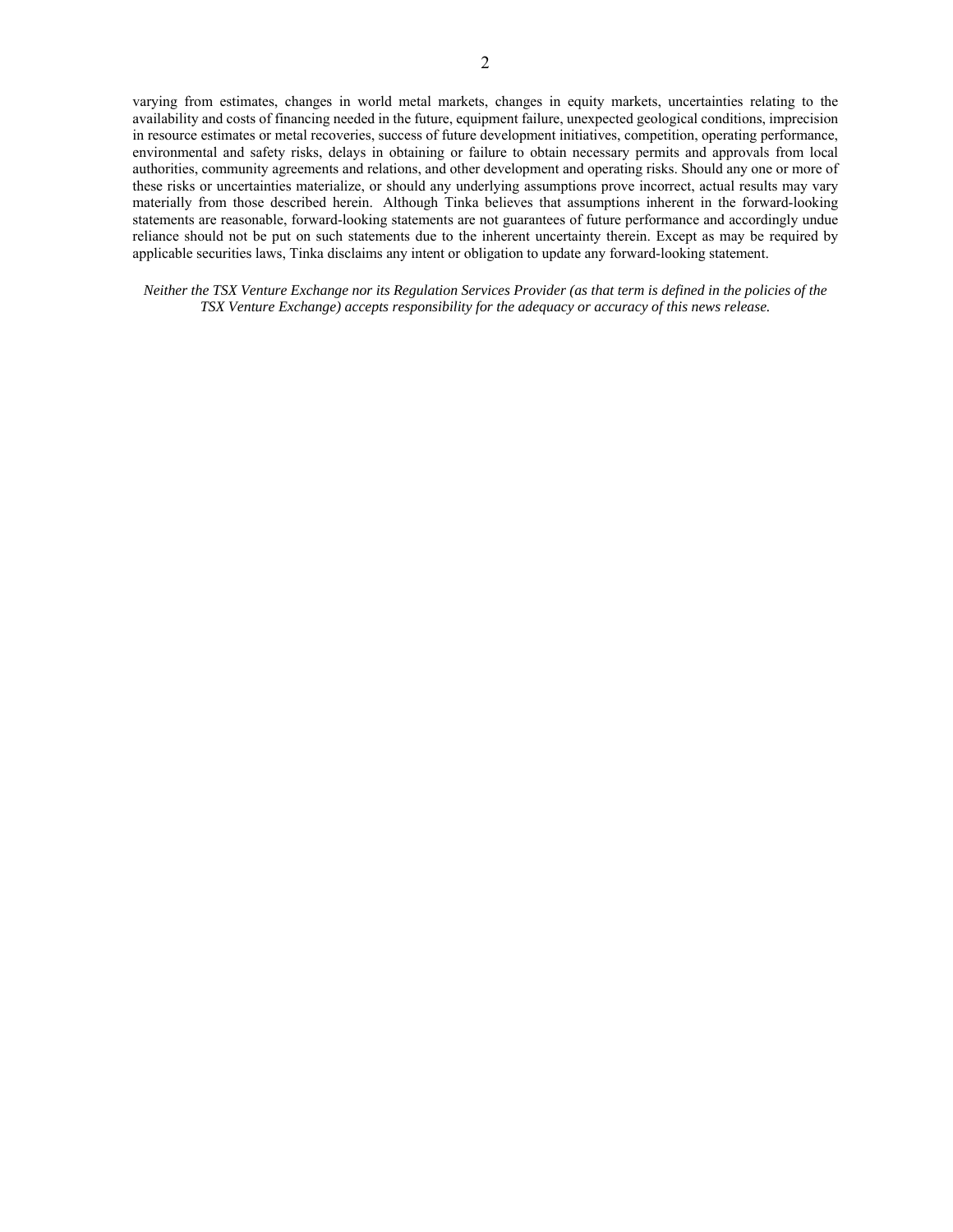varying from estimates, changes in world metal markets, changes in equity markets, uncertainties relating to the availability and costs of financing needed in the future, equipment failure, unexpected geological conditions, imprecision in resource estimates or metal recoveries, success of future development initiatives, competition, operating performance, environmental and safety risks, delays in obtaining or failure to obtain necessary permits and approvals from local authorities, community agreements and relations, and other development and operating risks. Should any one or more of these risks or uncertainties materialize, or should any underlying assumptions prove incorrect, actual results may vary materially from those described herein. Although Tinka believes that assumptions inherent in the forward-looking statements are reasonable, forward-looking statements are not guarantees of future performance and accordingly undue reliance should not be put on such statements due to the inherent uncertainty therein. Except as may be required by applicable securities laws, Tinka disclaims any intent or obligation to update any forward-looking statement.

*Neither the TSX Venture Exchange nor its Regulation Services Provider (as that term is defined in the policies of the TSX Venture Exchange) accepts responsibility for the adequacy or accuracy of this news release.*